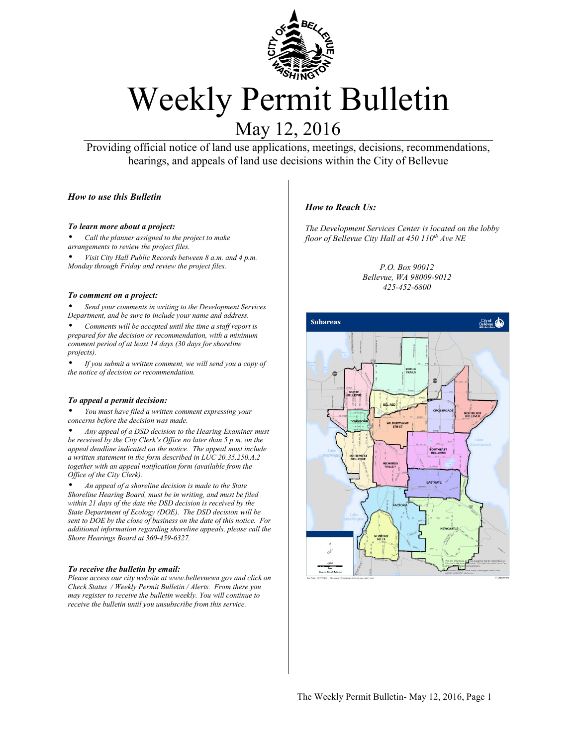# Weekly Permit Bulletin

## May 12, 2016

Providing official notice of land use applications, meetings, decisions, recommendations, hearings, and appeals of land use decisions within the City of Bellevue

### *How to use this Bulletin*

***To learn more about a project:***

- *Call the planner assigned to the project to make arrangements to review the project files.*
- *Visit City Hall Public Records between 8 a.m. and 4 p.m. Monday through Friday and review the project files.*

***To comment on a project:***

- *Send your comments in writing to the Development Services Department, and be sure to include your name and address.*
- *Comments will be accepted until the time a staff report is prepared for the decision or recommendation, with a minimum comment period of at least 14 days (30 days for shoreline projects).*
- *If you submit a written comment, we will send you a copy of the notice of decision or recommendation.*

***To appeal a permit decision:***

- *You must have filed a written comment expressing your concerns before the decision was made.*
- *Any appeal of a DSD decision to the Hearing Examiner must be received by the City Clerk's Office no later than 5 p.m. on the appeal deadline indicated on the notice. The appeal must include a written statement in the form described in LUC 20.35.250.A.2 together with an appeal notification form (available from the Office of the City Clerk).*
- *An appeal of a shoreline decision is made to the State Shoreline Hearing Board, must be in writing, and must be filed within 21 days of the date the DSD decision is received by the State Department of Ecology (DOE). The DSD decision will be sent to DOE by the close of business on the date of this notice. For additional information regarding shoreline appeals, please call the Shore Hearings Board at 360-459-6327.*

***To receive the bulletin by email:***

*Please access our city website at www.bellevuewa.gov and click on Check Status / Weekly Permit Bulletin / Alerts. From there you may register to receive the bulletin weekly. You will continue to receive the bulletin until you unsubscribe from this service.*

### *How to Reach Us:*

*The Development Services Center is located on the lobby floor of Bellevue City Hall at 450 110th Ave NE*

*P.O. Box 90012*
*Bellevue, WA 98009-9012*
*425-452-6800*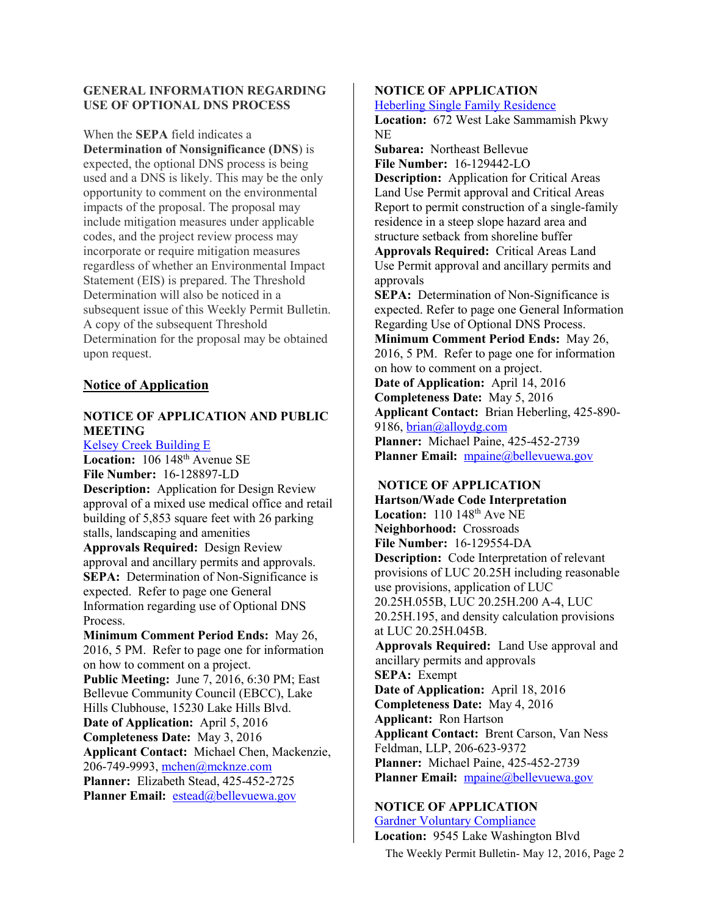**GENERAL INFORMATION REGARDING USE OF OPTIONAL DNS PROCESS**

When the **SEPA** field indicates a **Determination of Nonsignificance (DNS**) is expected, the optional DNS process is being used and a DNS is likely. This may be the only opportunity to comment on the environmental impacts of the proposal. The proposal may include mitigation measures under applicable codes, and the project review process may incorporate or require mitigation measures regardless of whether an Environmental Impact Statement (EIS) is prepared. The Threshold Determination will also be noticed in a subsequent issue of this Weekly Permit Bulletin. A copy of the subsequent Threshold Determination for the proposal may be obtained upon request.

## Notice of Application

**NOTICE OF APPLICATION AND PUBLIC MEETING**

Kelsey Creek Building E
**Location:** 106 148th Avenue SE
**File Number:** 16-128897-LD
**Description:** Application for Design Review approval of a mixed use medical office and retail building of 5,853 square feet with 26 parking stalls, landscaping and amenities
**Approvals Required:** Design Review approval and ancillary permits and approvals.
**SEPA:** Determination of Non-Significance is expected. Refer to page one General Information regarding use of Optional DNS Process.
**Minimum Comment Period Ends:** May 26, 2016, 5 PM. Refer to page one for information on how to comment on a project.
**Public Meeting:** June 7, 2016, 6:30 PM; East Bellevue Community Council (EBCC), Lake Hills Clubhouse, 15230 Lake Hills Blvd.
**Date of Application:** April 5, 2016
**Completeness Date:** May 3, 2016
**Applicant Contact:** Michael Chen, Mackenzie, 206-749-9993, mchen@mcknze.com
**Planner:** Elizabeth Stead, 425-452-2725
**Planner Email:** estead@bellevuewa.gov

**NOTICE OF APPLICATION**

Heberling Single Family Residence
**Location:** 672 West Lake Sammamish Pkwy NE
**Subarea:** Northeast Bellevue
**File Number:** 16-129442-LO
**Description:** Application for Critical Areas Land Use Permit approval and Critical Areas Report to permit construction of a single-family residence in a steep slope hazard area and structure setback from shoreline buffer
**Approvals Required:** Critical Areas Land Use Permit approval and ancillary permits and approvals
**SEPA:** Determination of Non-Significance is expected. Refer to page one General Information Regarding Use of Optional DNS Process.
**Minimum Comment Period Ends:** May 26, 2016, 5 PM. Refer to page one for information on how to comment on a project.
**Date of Application:** April 14, 2016
**Completeness Date:** May 5, 2016
**Applicant Contact:** Brian Heberling, 425-890-9186, brian@alloydg.com
**Planner:** Michael Paine, 425-452-2739
**Planner Email:** mpaine@bellevuewa.gov

**NOTICE OF APPLICATION**

**Hartson/Wade Code Interpretation**
**Location:** 110 148th Ave NE
**Neighborhood:** Crossroads
**File Number:** 16-129554-DA
**Description:** Code Interpretation of relevant provisions of LUC 20.25H including reasonable use provisions, application of LUC 20.25H.055B, LUC 20.25H.200 A-4, LUC 20.25H.195, and density calculation provisions at LUC 20.25H.045B.
**Approvals Required:** Land Use approval and ancillary permits and approvals
**SEPA:** Exempt
**Date of Application:** April 18, 2016
**Completeness Date:** May 4, 2016
**Applicant:** Ron Hartson
**Applicant Contact:** Brent Carson, Van Ness Feldman, LLP, 206-623-9372
**Planner:** Michael Paine, 425-452-2739
**Planner Email:** mpaine@bellevuewa.gov

**NOTICE OF APPLICATION**

Gardner Voluntary Compliance
**Location:** 9545 Lake Washington Blvd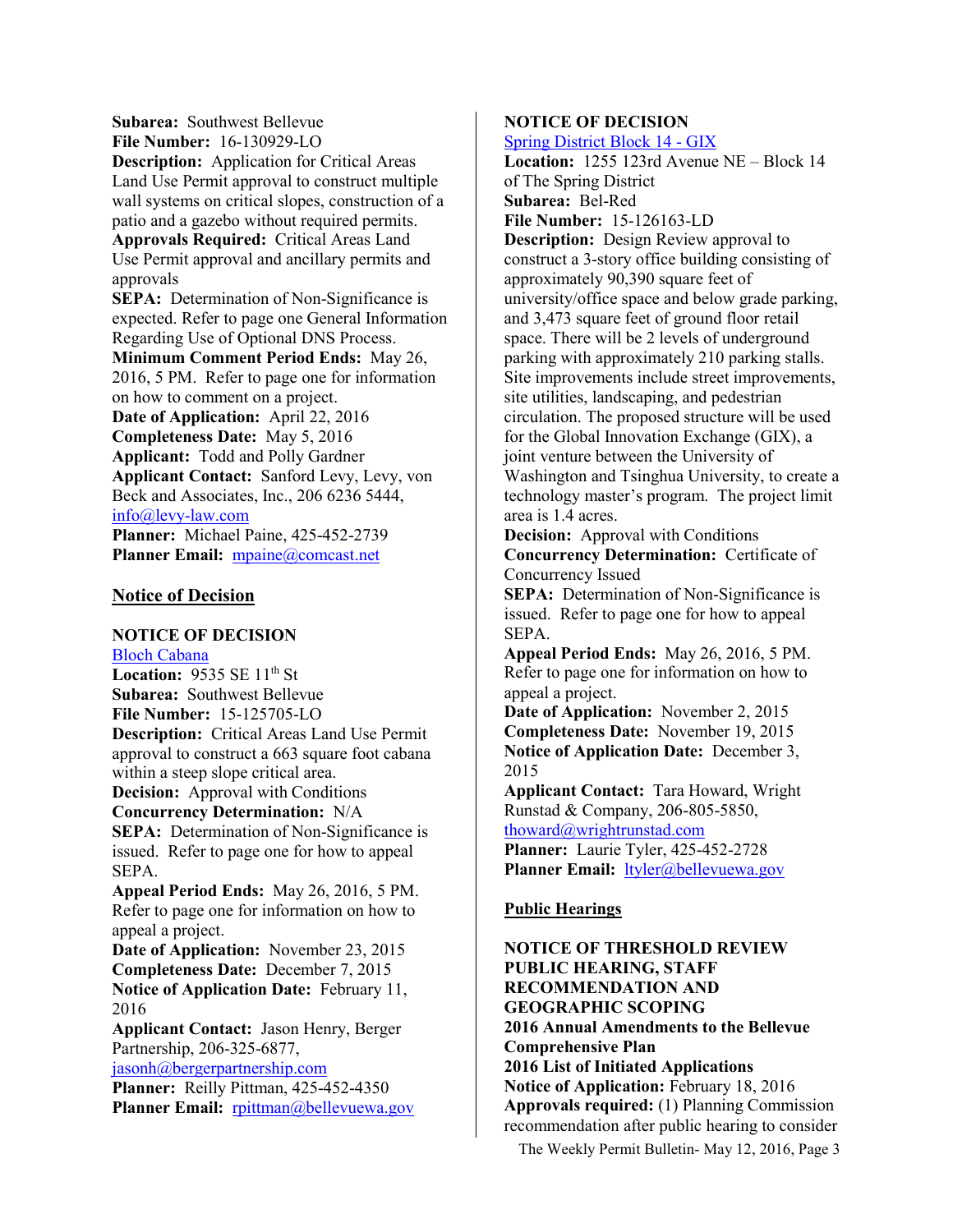**Subarea:** Southwest Bellevue
**File Number:** 16-130929-LO
**Description:** Application for Critical Areas Land Use Permit approval to construct multiple wall systems on critical slopes, construction of a patio and a gazebo without required permits.
**Approvals Required:** Critical Areas Land Use Permit approval and ancillary permits and approvals
**SEPA:** Determination of Non-Significance is expected. Refer to page one General Information Regarding Use of Optional DNS Process.
**Minimum Comment Period Ends:** May 26, 2016, 5 PM. Refer to page one for information on how to comment on a project.
**Date of Application:** April 22, 2016
**Completeness Date:** May 5, 2016
**Applicant:** Todd and Polly Gardner
**Applicant Contact:** Sanford Levy, Levy, von Beck and Associates, Inc., 206 6236 5444, info@levy-law.com
**Planner:** Michael Paine, 425-452-2739
**Planner Email:** mpaine@comcast.net

## Notice of Decision

**NOTICE OF DECISION**
Bloch Cabana
**Location:** 9535 SE 11th St
**Subarea:** Southwest Bellevue
**File Number:** 15-125705-LO
**Description:** Critical Areas Land Use Permit approval to construct a 663 square foot cabana within a steep slope critical area.
**Decision:** Approval with Conditions
**Concurrency Determination:** N/A
**SEPA:** Determination of Non-Significance is issued. Refer to page one for how to appeal SEPA.
**Appeal Period Ends:** May 26, 2016, 5 PM. Refer to page one for information on how to appeal a project.
**Date of Application:** November 23, 2015
**Completeness Date:** December 7, 2015
**Notice of Application Date:** February 11, 2016
**Applicant Contact:** Jason Henry, Berger Partnership, 206-325-6877, jasonh@bergerpartnership.com
**Planner:** Reilly Pittman, 425-452-4350
**Planner Email:** rpittman@bellevuewa.gov

**NOTICE OF DECISION**
Spring District Block 14 - GIX
**Location:** 1255 123rd Avenue NE – Block 14 of The Spring District
**Subarea:** Bel-Red
**File Number:** 15-126163-LD
**Description:** Design Review approval to construct a 3-story office building consisting of approximately 90,390 square feet of university/office space and below grade parking, and 3,473 square feet of ground floor retail space. There will be 2 levels of underground parking with approximately 210 parking stalls. Site improvements include street improvements, site utilities, landscaping, and pedestrian circulation. The proposed structure will be used for the Global Innovation Exchange (GIX), a joint venture between the University of Washington and Tsinghua University, to create a technology master's program. The project limit area is 1.4 acres.
**Decision:** Approval with Conditions
**Concurrency Determination:** Certificate of Concurrency Issued
**SEPA:** Determination of Non-Significance is issued. Refer to page one for how to appeal SEPA.
**Appeal Period Ends:** May 26, 2016, 5 PM. Refer to page one for information on how to appeal a project.
**Date of Application:** November 2, 2015
**Completeness Date:** November 19, 2015
**Notice of Application Date:** December 3, 2015
**Applicant Contact:** Tara Howard, Wright Runstad & Company, 206-805-5850, thoward@wrightrunstad.com
**Planner:** Laurie Tyler, 425-452-2728
**Planner Email:** ltyler@bellevuewa.gov

## Public Hearings

**NOTICE OF THRESHOLD REVIEW PUBLIC HEARING, STAFF RECOMMENDATION AND GEOGRAPHIC SCOPING**
**2016 Annual Amendments to the Bellevue Comprehensive Plan**
**2016 List of Initiated Applications**
**Notice of Application:** February 18, 2016
**Approvals required:** (1) Planning Commission recommendation after public hearing to consider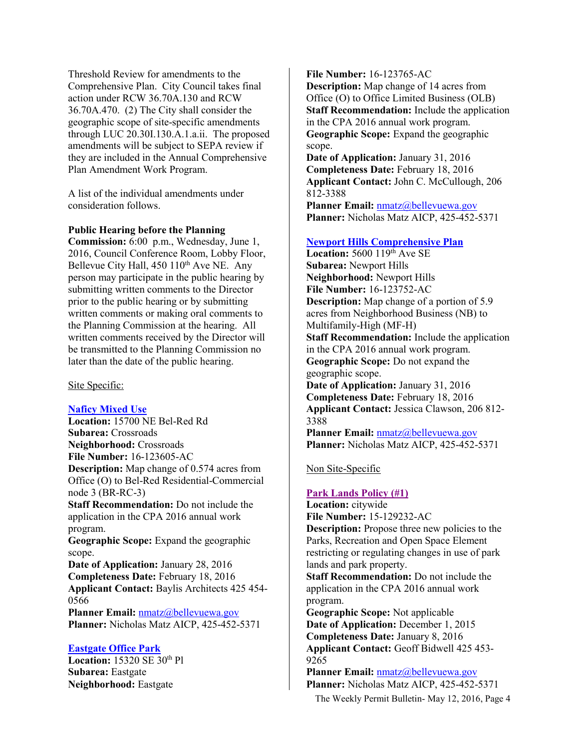Threshold Review for amendments to the Comprehensive Plan. City Council takes final action under RCW 36.70A.130 and RCW 36.70A.470. (2) The City shall consider the geographic scope of site-specific amendments through LUC 20.30I.130.A.1.a.ii. The proposed amendments will be subject to SEPA review if they are included in the Annual Comprehensive Plan Amendment Work Program.

A list of the individual amendments under consideration follows.

**Public Hearing before the Planning Commission:** 6:00 p.m., Wednesday, June 1, 2016, Council Conference Room, Lobby Floor, Bellevue City Hall, 450 110th Ave NE. Any person may participate in the public hearing by submitting written comments to the Director prior to the public hearing or by submitting written comments or making oral comments to the Planning Commission at the hearing. All written comments received by the Director will be transmitted to the Planning Commission no later than the date of the public hearing.

Site Specific:

**Naficy Mixed Use**
**Location:** 15700 NE Bel-Red Rd
**Subarea:** Crossroads
**Neighborhood:** Crossroads
**File Number:** 16-123605-AC
**Description:** Map change of 0.574 acres from Office (O) to Bel-Red Residential-Commercial node 3 (BR-RC-3)
**Staff Recommendation:** Do not include the application in the CPA 2016 annual work program.
**Geographic Scope:** Expand the geographic scope.
**Date of Application:** January 28, 2016
**Completeness Date:** February 18, 2016
**Applicant Contact:** Baylis Architects 425 454-0566
**Planner Email:** nmatz@bellevuewa.gov
**Planner:** Nicholas Matz AICP, 425-452-5371

**Eastgate Office Park**
**Location:** 15320 SE 30th Pl
**Subarea:** Eastgate
**Neighborhood:** Eastgate
**File Number:** 16-123765-AC
**Description:** Map change of 14 acres from Office (O) to Office Limited Business (OLB)
**Staff Recommendation:** Include the application in the CPA 2016 annual work program.
**Geographic Scope:** Expand the geographic scope.
**Date of Application:** January 31, 2016
**Completeness Date:** February 18, 2016
**Applicant Contact:** John C. McCullough, 206 812-3388
**Planner Email:** nmatz@bellevuewa.gov
**Planner:** Nicholas Matz AICP, 425-452-5371

**Newport Hills Comprehensive Plan**
**Location:** 5600 119th Ave SE
**Subarea:** Newport Hills
**Neighborhood:** Newport Hills
**File Number:** 16-123752-AC
**Description:** Map change of a portion of 5.9 acres from Neighborhood Business (NB) to Multifamily-High (MF-H)
**Staff Recommendation:** Include the application in the CPA 2016 annual work program.
**Geographic Scope:** Do not expand the geographic scope.
**Date of Application:** January 31, 2016
**Completeness Date:** February 18, 2016
**Applicant Contact:** Jessica Clawson, 206 812-3388
**Planner Email:** nmatz@bellevuewa.gov
**Planner:** Nicholas Matz AICP, 425-452-5371

Non Site-Specific

**Park Lands Policy (#1)**
**Location:** citywide
**File Number:** 15-129232-AC
**Description:** Propose three new policies to the Parks, Recreation and Open Space Element restricting or regulating changes in use of park lands and park property.
**Staff Recommendation:** Do not include the application in the CPA 2016 annual work program.
**Geographic Scope:** Not applicable
**Date of Application:** December 1, 2015
**Completeness Date:** January 8, 2016
**Applicant Contact:** Geoff Bidwell 425 453-9265
**Planner Email:** nmatz@bellevuewa.gov
**Planner:** Nicholas Matz AICP, 425-452-5371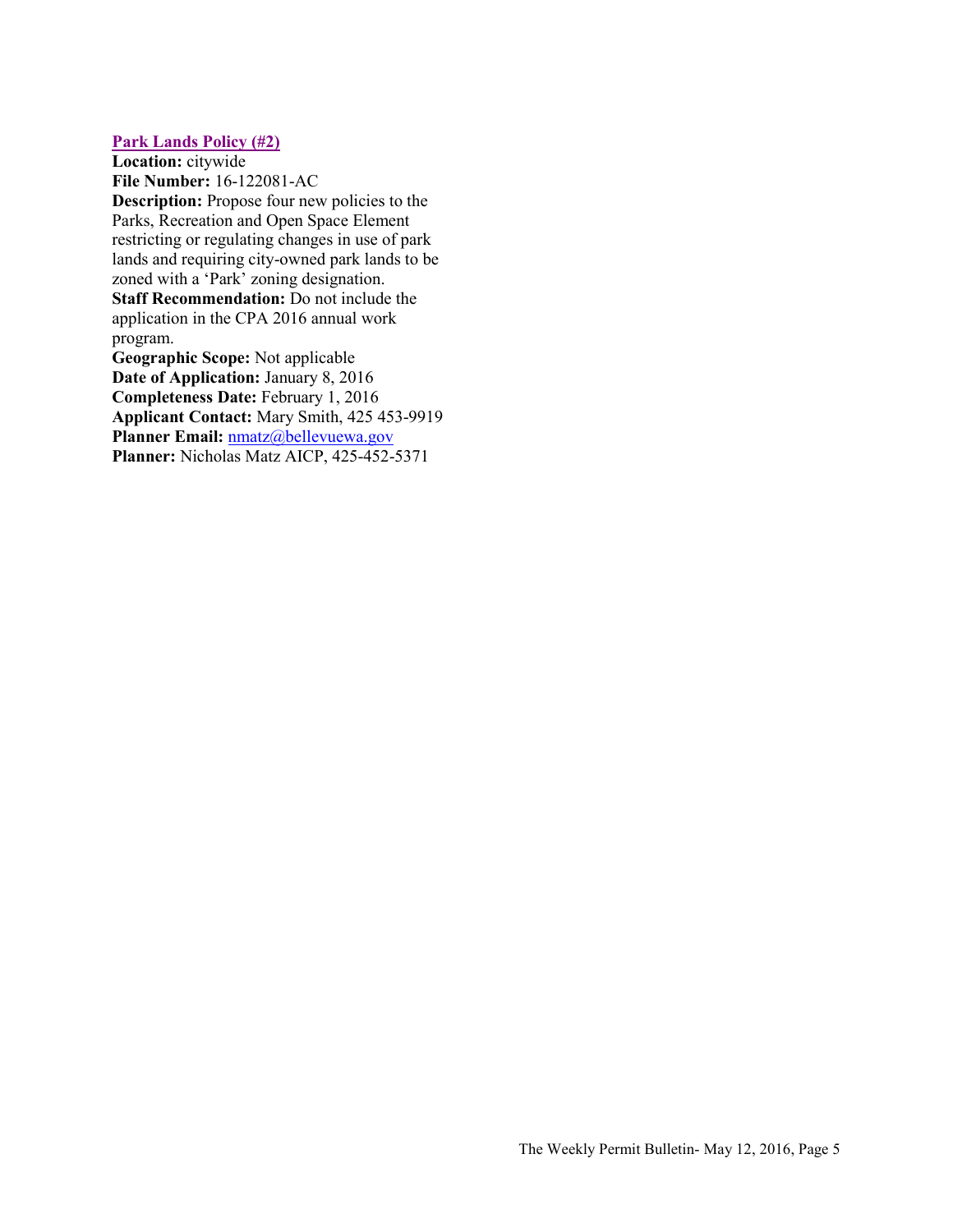**Park Lands Policy (#2)**

**Location:** citywide

**File Number:** 16-122081-AC

**Description:** Propose four new policies to the Parks, Recreation and Open Space Element restricting or regulating changes in use of park lands and requiring city-owned park lands to be zoned with a 'Park' zoning designation.

**Staff Recommendation:** Do not include the application in the CPA 2016 annual work program.

**Geographic Scope:** Not applicable

**Date of Application:** January 8, 2016

**Completeness Date:** February 1, 2016

**Applicant Contact:** Mary Smith, 425 453-9919

**Planner Email:** nmatz@bellevuewa.gov

**Planner:** Nicholas Matz AICP, 425-452-5371